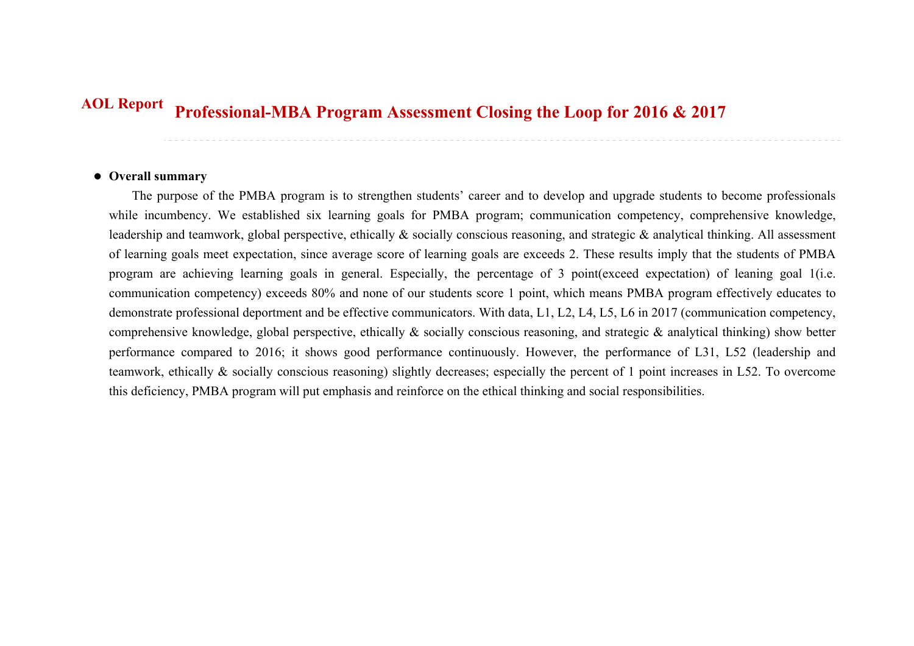AOL Report

# Professional-MBA Program Assessment Closing the Loop for 2016 & 2017

- **Overall summary**

The purpose of the PMBA program is to strengthen students' career and to develop and upgrade students to become professionals while incumbency. We established six learning goals for PMBA program; communication competency, comprehensive knowledge, leadership and teamwork, global perspective, ethically & socially conscious reasoning, and strategic & analytical thinking. All assessment of learning goals meet expectation, since average score of learning goals are exceeds 2. These results imply that the students of PMBA program are achieving learning goals in general. Especially, the percentage of 3 point(exceed expectation) of leaning goal 1(i.e. communication competency) exceeds 80% and none of our students score 1 point, which means PMBA program effectively educates to demonstrate professional deportment and be effective communicators. With data, L1, L2, L4, L5, L6 in 2017 (communication competency, comprehensive knowledge, global perspective, ethically & socially conscious reasoning, and strategic & analytical thinking) show better performance compared to 2016; it shows good performance continuously. However, the performance of L31, L52 (leadership and teamwork, ethically & socially conscious reasoning) slightly decreases; especially the percent of 1 point increases in L52. To overcome this deficiency, PMBA program will put emphasis and reinforce on the ethical thinking and social responsibilities.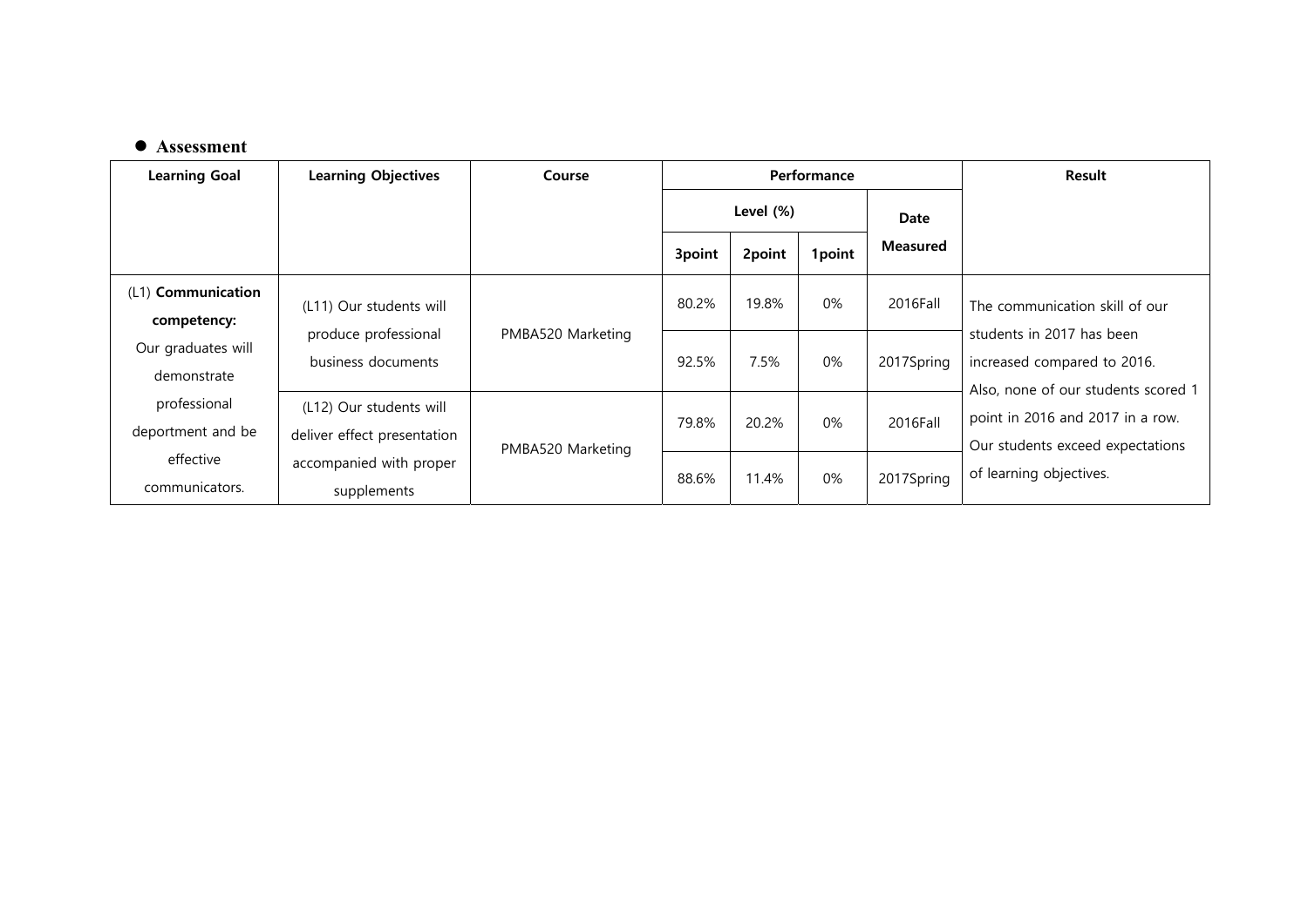- **Assessment**

| Learning Goal | Learning Objectives | Course | Performance | | | | Result |
|---|---|---|---|---|---|---|---|
| | | | Level (%) | | | Date Measured | |
| | | | 3point | 2point | 1point | | |
| (L1) **Communication competency:** Our graduates will demonstrate professional deportment and be effective communicators. | (L11) Our students will produce professional business documents | PMBA520 Marketing | 80.2% | 19.8% | 0% | 2016Fall | The communication skill of our students in 2017 has been increased compared to 2016. Also, none of our students scored 1 point in 2016 and 2017 in a row. Our students exceed expectations of learning objectives. |
| | | | 92.5% | 7.5% | 0% | 2017Spring | |
| | (L12) Our students will deliver effect presentation accompanied with proper supplements | PMBA520 Marketing | 79.8% | 20.2% | 0% | 2016Fall | |
| | | | 88.6% | 11.4% | 0% | 2017Spring | |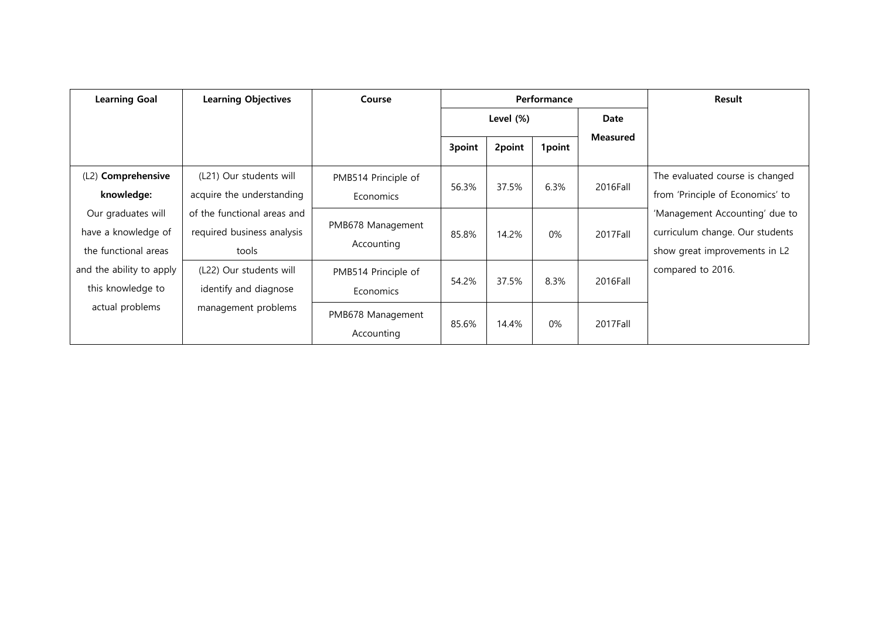| Learning Goal | Learning Objectives | Course | Performance | | | | Result |
|---|---|---|---|---|---|---|---|
| | | | Level (%) | | | Date Measured | |
| | | | 3point | 2point | 1point | | |
| (L2) **Comprehensive knowledge:** Our graduates will have a knowledge of the functional areas and the ability to apply this knowledge to actual problems | (L21) Our students will acquire the understanding of the functional areas and required business analysis tools | PMB514 Principle of Economics | 56.3% | 37.5% | 6.3% | 2016Fall | The evaluated course is changed from 'Principle of Economics' to 'Management Accounting' due to curriculum change. Our students show great improvements in L2 compared to 2016. |
| | | PMB678 Management Accounting | 85.8% | 14.2% | 0% | 2017Fall | |
| | (L22) Our students will identify and diagnose management problems | PMB514 Principle of Economics | 54.2% | 37.5% | 8.3% | 2016Fall | |
| | | PMB678 Management Accounting | 85.6% | 14.4% | 0% | 2017Fall | |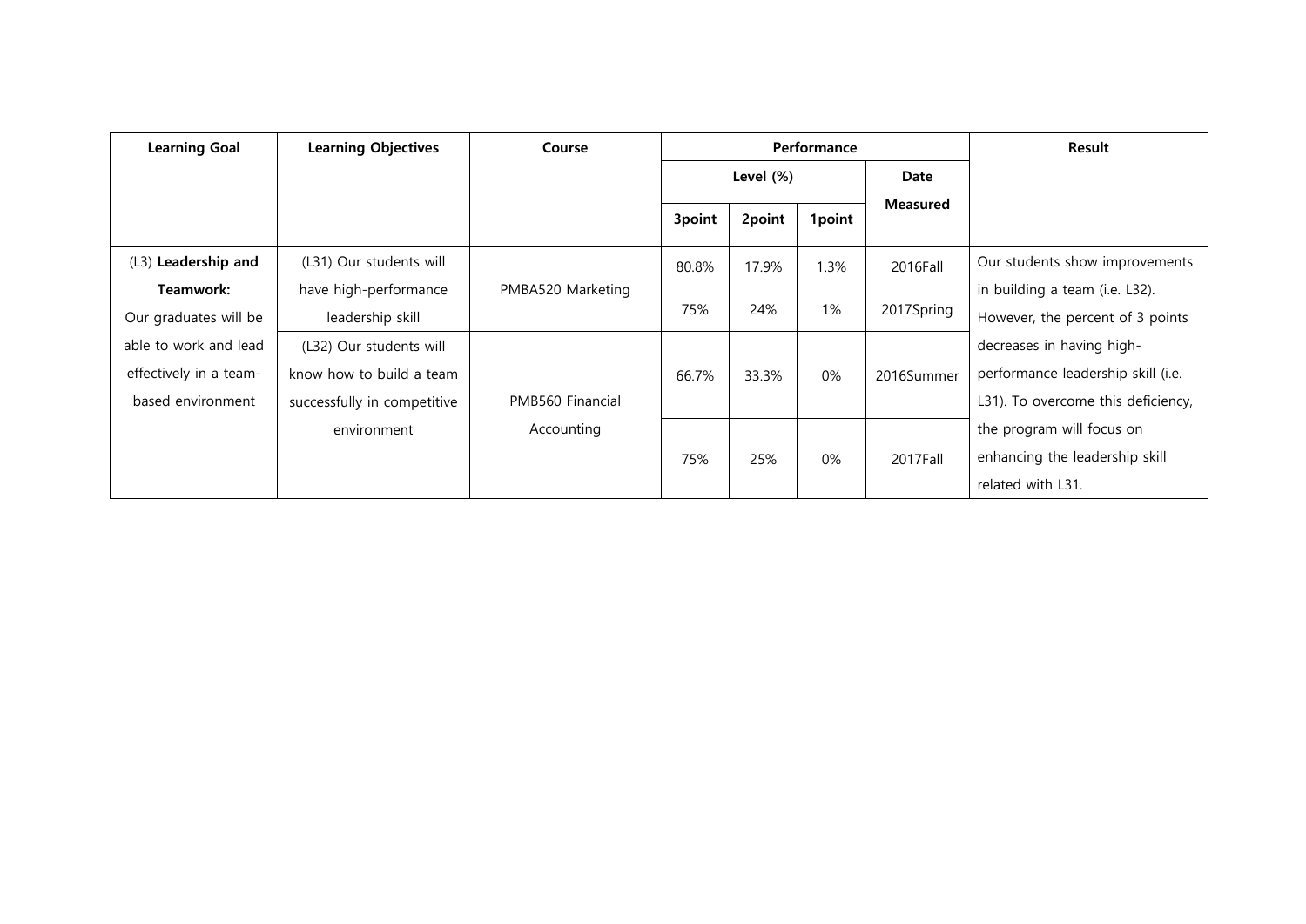| Learning Goal | Learning Objectives | Course | Performance | | | | Result |
|---|---|---|---|---|---|---|---|
| | | | Level (%) | | | Date Measured | |
| | | | 3point | 2point | 1point | | |
| (L3) **Leadership and Teamwork:** Our graduates will be able to work and lead effectively in a team-based environment | (L31) Our students will have high-performance leadership skill | PMBA520 Marketing | 80.8% | 17.9% | 1.3% | 2016Fall | Our students show improvements in building a team (i.e. L32). However, the percent of 3 points decreases in having high-performance leadership skill (i.e. L31). To overcome this deficiency, the program will focus on enhancing the leadership skill related with L31. |
| | | | 75% | 24% | 1% | 2017Spring | |
| | (L32) Our students will know how to build a team successfully in competitive environment | PMB560 Financial Accounting | 66.7% | 33.3% | 0% | 2016Summer | |
| | | | 75% | 25% | 0% | 2017Fall | |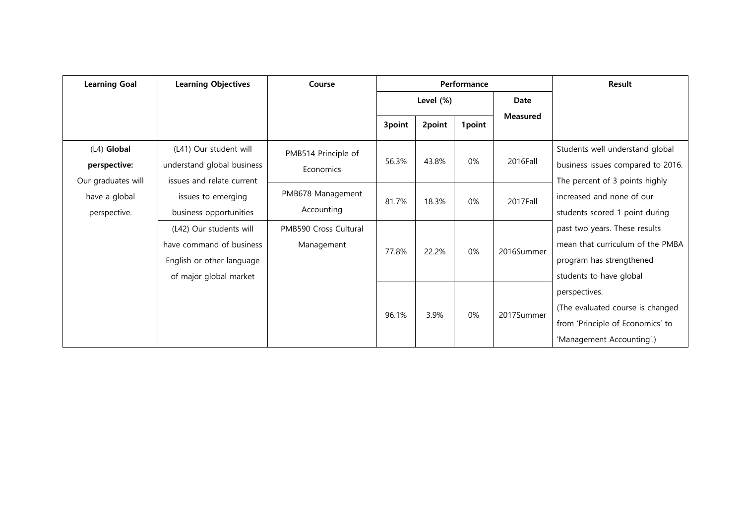| Learning Goal | Learning Objectives | Course | Performance | | | | Result |
|---|---|---|---|---|---|---|---|
| | | | Level (%) | | | Date Measured | |
| | | | 3point | 2point | 1point | | |
| (L4) **Global perspective:** Our graduates will have a global perspective. | (L41) Our student will understand global business issues and relate current issues to emerging business opportunities | PMB514 Principle of Economics | 56.3% | 43.8% | 0% | 2016Fall | Students well understand global business issues compared to 2016. The percent of 3 points highly increased and none of our students scored 1 point during past two years. These results mean that curriculum of the PMBA program has strengthened students to have global perspectives. (The evaluated course is changed from 'Principle of Economics' to 'Management Accounting'.) |
| | | PMB678 Management Accounting | 81.7% | 18.3% | 0% | 2017Fall | |
| | (L42) Our students will have command of business English or other language of major global market | PMB590 Cross Cultural Management | 77.8% | 22.2% | 0% | 2016Summer | |
| | | | 96.1% | 3.9% | 0% | 2017Summer | |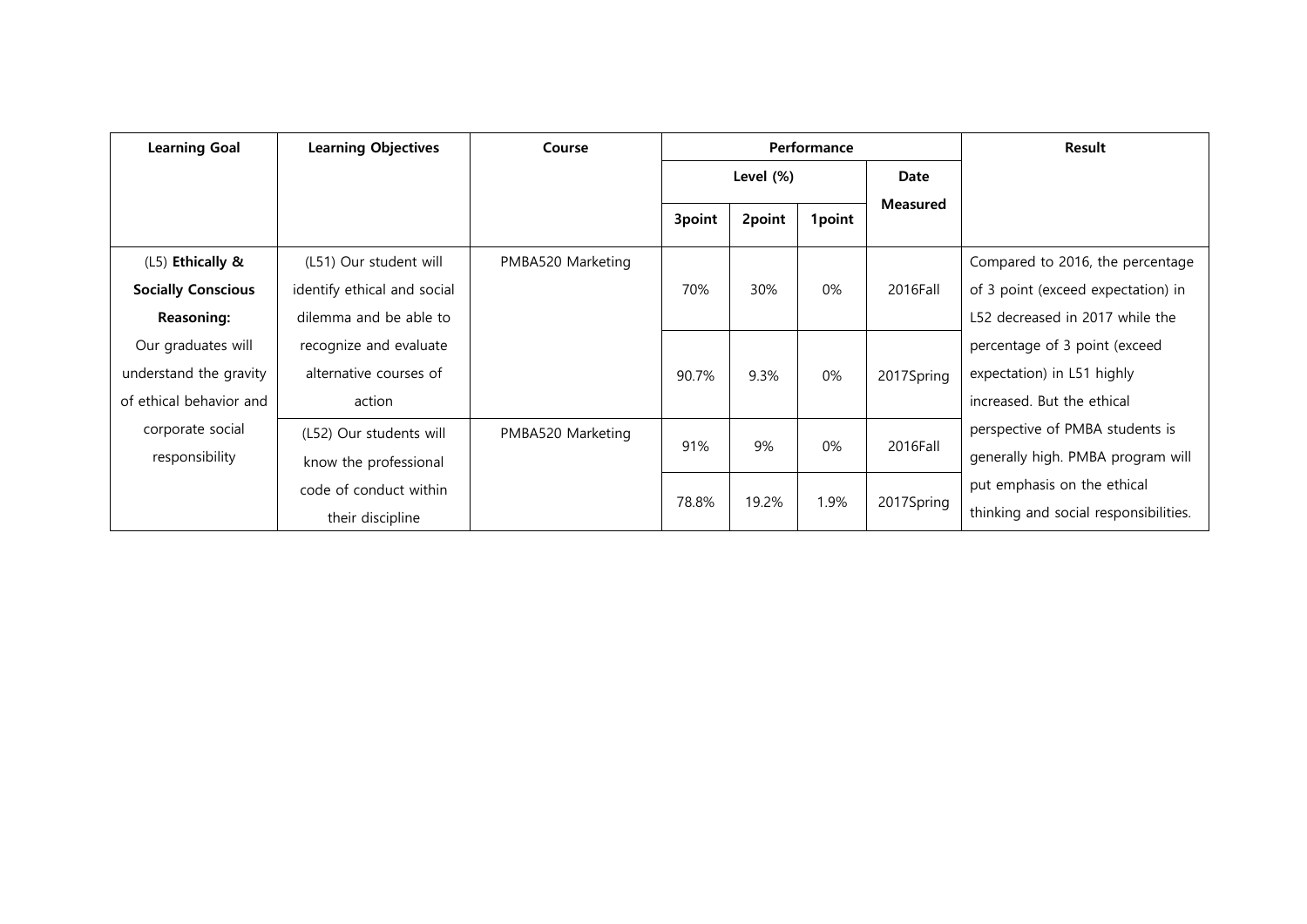| Learning Goal | Learning Objectives | Course | Performance | | | | Result |
|---|---|---|---|---|---|---|---|
| | | | Level (%) | | | Date Measured | |
| | | | 3point | 2point | 1point | | |
| (L5) **Ethically & Socially Conscious Reasoning:** Our graduates will understand the gravity of ethical behavior and corporate social responsibility | (L51) Our student will identify ethical and social dilemma and be able to recognize and evaluate alternative courses of action | PMBA520 Marketing | 70% | 30% | 0% | 2016Fall | Compared to 2016, the percentage of 3 point (exceed expectation) in L52 decreased in 2017 while the percentage of 3 point (exceed expectation) in L51 highly increased. But the ethical perspective of PMBA students is generally high. PMBA program will put emphasis on the ethical thinking and social responsibilities. |
| | | | 90.7% | 9.3% | 0% | 2017Spring | |
| | (L52) Our students will know the professional code of conduct within their discipline | PMBA520 Marketing | 91% | 9% | 0% | 2016Fall | |
| | | | 78.8% | 19.2% | 1.9% | 2017Spring | |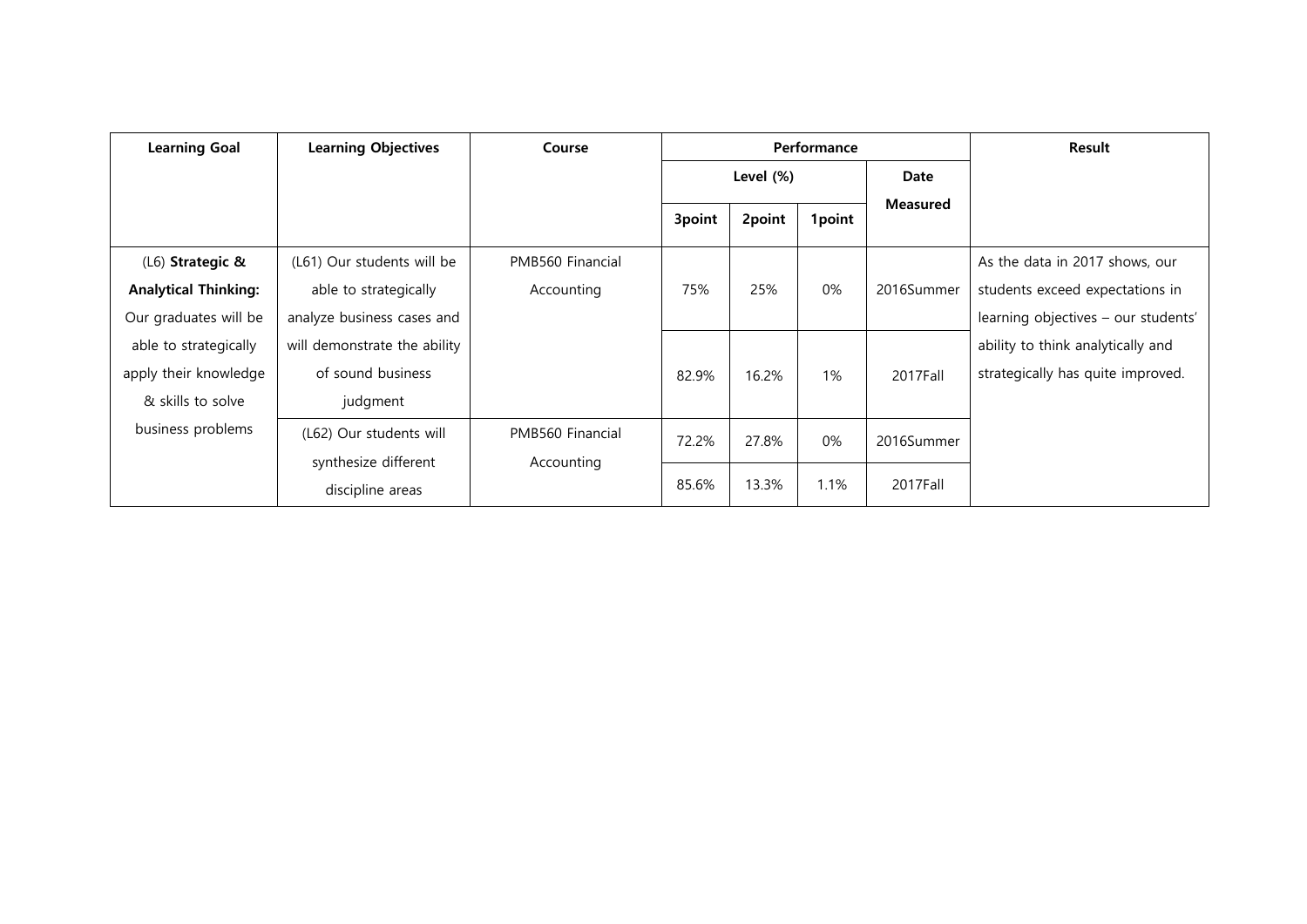| Learning Goal | Learning Objectives | Course | Performance | | | | Result |
|---|---|---|---|---|---|---|---|
| | | | Level (%) | | | Date Measured | |
| | | | 3point | 2point | 1point | | |
| (L6) **Strategic & Analytical Thinking:** Our graduates will be able to strategically apply their knowledge & skills to solve business problems | (L61) Our students will be able to strategically analyze business cases and will demonstrate the ability of sound business judgment | PMB560 Financial Accounting | 75% | 25% | 0% | 2016Summer | As the data in 2017 shows, our students exceed expectations in learning objectives – our students' ability to think analytically and strategically has quite improved. |
| | | | 82.9% | 16.2% | 1% | 2017Fall | |
| | (L62) Our students will synthesize different discipline areas | PMB560 Financial Accounting | 72.2% | 27.8% | 0% | 2016Summer | |
| | | | 85.6% | 13.3% | 1.1% | 2017Fall | |